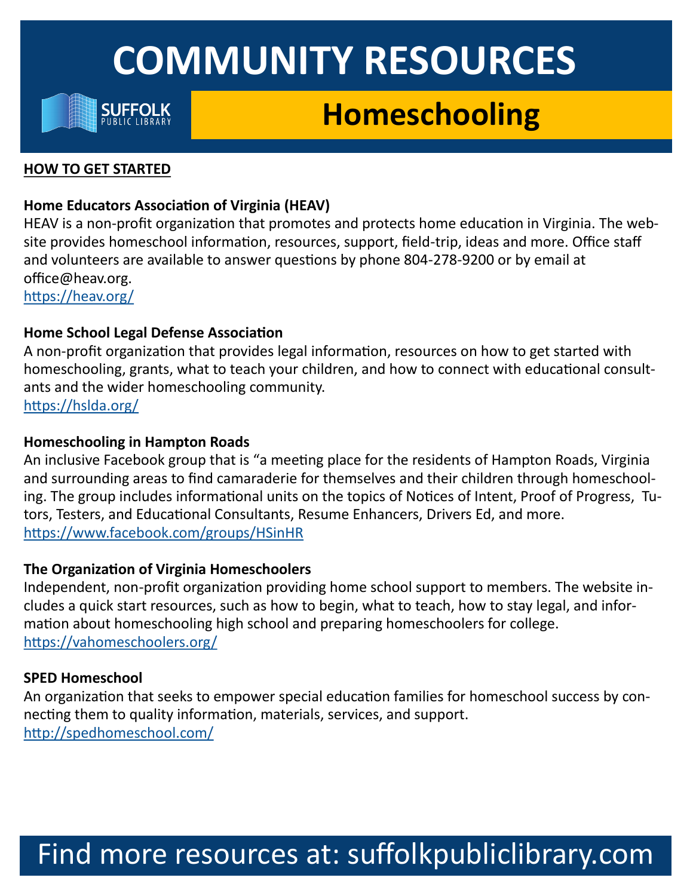# COMMUNITY RESOURCES

SUFFOLK PUBLIC LIBRARY

## Homeschooling

**HOW TO GET STARTED**

**Home Educators Association of Virginia (HEAV)**

HEAV is a non-profit organization that promotes and protects home education in Virginia. The website provides homeschool information, resources, support, field-trip, ideas and more. Office staff and volunteers are available to answer questions by phone 804-278-9200 or by email at office@heav.org.

https://heav.org/

**Home School Legal Defense Association**

A non-profit organization that provides legal information, resources on how to get started with homeschooling, grants, what to teach your children, and how to connect with educational consultants and the wider homeschooling community.

https://hslda.org/

**Homeschooling in Hampton Roads**

An inclusive Facebook group that is "a meeting place for the residents of Hampton Roads, Virginia and surrounding areas to find camaraderie for themselves and their children through homeschooling. The group includes informational units on the topics of Notices of Intent, Proof of Progress, Tutors, Testers, and Educational Consultants, Resume Enhancers, Drivers Ed, and more.

https://www.facebook.com/groups/HSinHR

**The Organization of Virginia Homeschoolers**

Independent, non-profit organization providing home school support to members. The website includes a quick start resources, such as how to begin, what to teach, how to stay legal, and information about homeschooling high school and preparing homeschoolers for college.

https://vahomeschoolers.org/

**SPED Homeschool**

An organization that seeks to empower special education families for homeschool success by connecting them to quality information, materials, services, and support.

http://spedhomeschool.com/

Find more resources at: suffolkpubliclibrary.com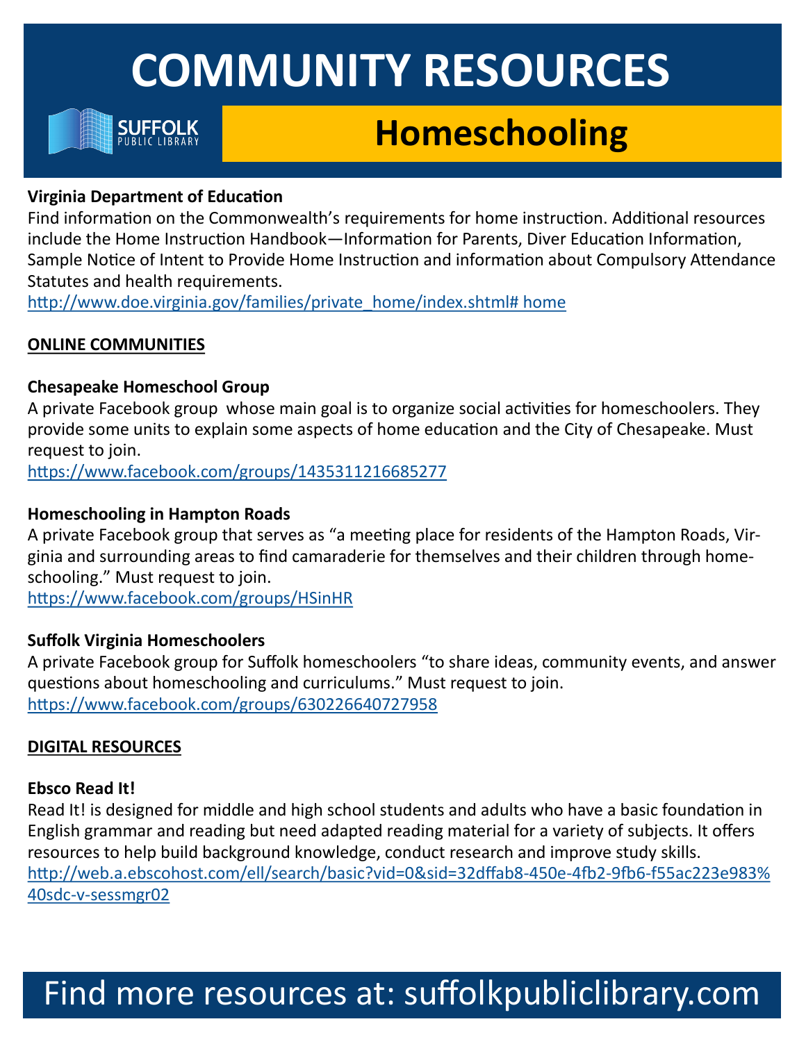# COMMUNITY RESOURCES

SUFFOLK PUBLIC LIBRARY

## Homeschooling

**Virginia Department of Education**

Find information on the Commonwealth's requirements for home instruction. Additional resources include the Home Instruction Handbook—Information for Parents, Diver Education Information, Sample Notice of Intent to Provide Home Instruction and information about Compulsory Attendance Statutes and health requirements.

http://www.doe.virginia.gov/families/private_home/index.shtml# home

**ONLINE COMMUNITIES**

**Chesapeake Homeschool Group**

A private Facebook group whose main goal is to organize social activities for homeschoolers. They provide some units to explain some aspects of home education and the City of Chesapeake. Must request to join.

https://www.facebook.com/groups/1435311216685277

**Homeschooling in Hampton Roads**

A private Facebook group that serves as "a meeting place for residents of the Hampton Roads, Virginia and surrounding areas to find camaraderie for themselves and their children through homeschooling." Must request to join.

https://www.facebook.com/groups/HSinHR

**Suffolk Virginia Homeschoolers**

A private Facebook group for Suffolk homeschoolers "to share ideas, community events, and answer questions about homeschooling and curriculums." Must request to join.

https://www.facebook.com/groups/630226640727958

**DIGITAL RESOURCES**

**Ebsco Read It!**

Read It! is designed for middle and high school students and adults who have a basic foundation in English grammar and reading but need adapted reading material for a variety of subjects. It offers resources to help build background knowledge, conduct research and improve study skills.

http://web.a.ebscohost.com/ell/search/basic?vid=0&sid=32dffab8-450e-4fb2-9fb6-f55ac223e983%40sdc-v-sessmgr02

Find more resources at: suffolkpubliclibrary.com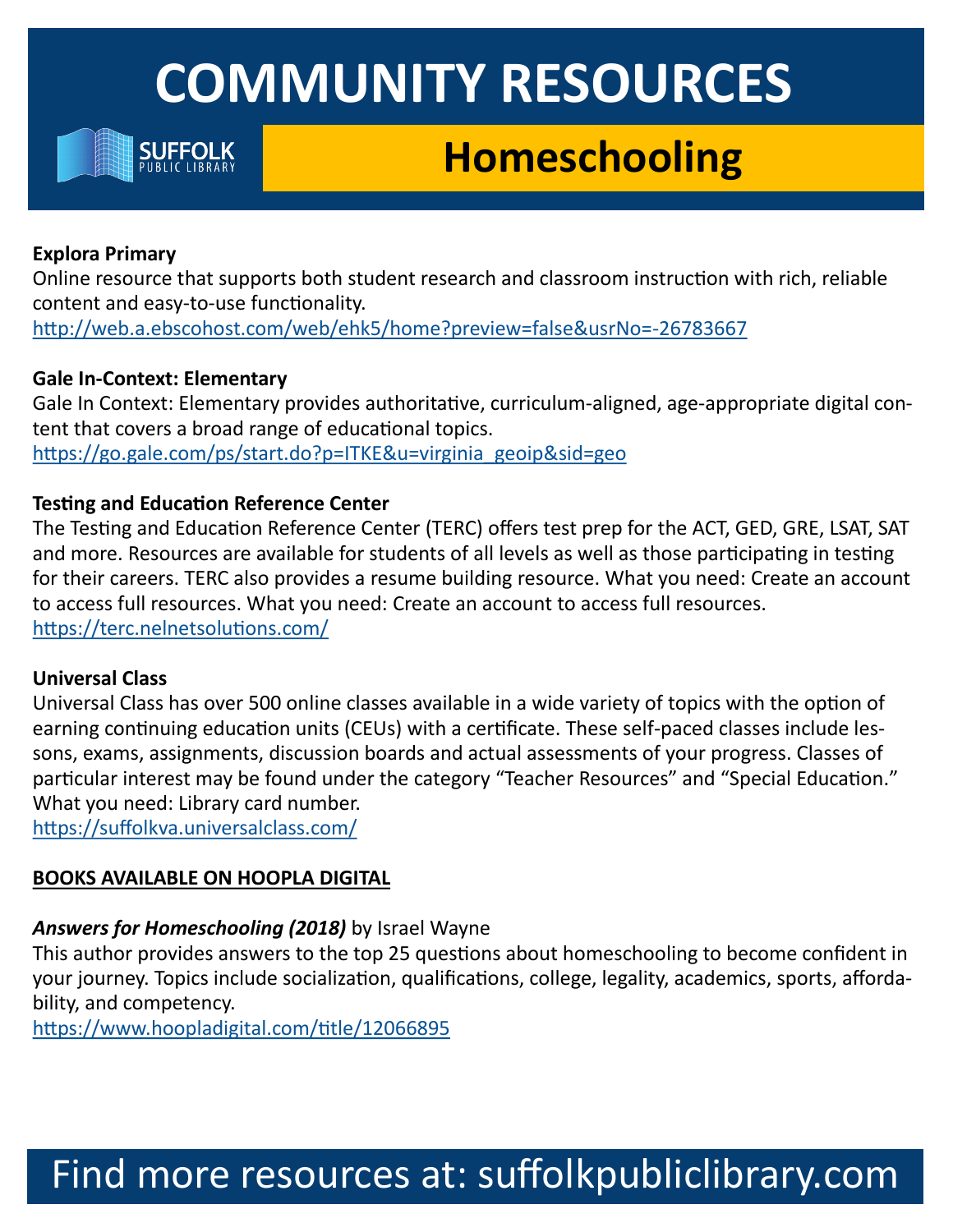# COMMUNITY RESOURCES

SUFFOLK PUBLIC LIBRARY

## Homeschooling

**Explora Primary**
Online resource that supports both student research and classroom instruction with rich, reliable content and easy-to-use functionality.
http://web.a.ebscohost.com/web/ehk5/home?preview=false&usrNo=-26783667

**Gale In-Context: Elementary**
Gale In Context: Elementary provides authoritative, curriculum-aligned, age-appropriate digital content that covers a broad range of educational topics.
https://go.gale.com/ps/start.do?p=ITKE&u=virginia_geoip&sid=geo

**Testing and Education Reference Center**
The Testing and Education Reference Center (TERC) offers test prep for the ACT, GED, GRE, LSAT, SAT and more. Resources are available for students of all levels as well as those participating in testing for their careers. TERC also provides a resume building resource. What you need: Create an account to access full resources. What you need: Create an account to access full resources.
https://terc.nelnetsolutions.com/

**Universal Class**
Universal Class has over 500 online classes available in a wide variety of topics with the option of earning continuing education units (CEUs) with a certificate. These self-paced classes include lessons, exams, assignments, discussion boards and actual assessments of your progress. Classes of particular interest may be found under the category "Teacher Resources" and "Special Education." What you need: Library card number.
https://suffolkva.universalclass.com/

**BOOKS AVAILABLE ON HOOPLA DIGITAL**

***Answers for Homeschooling (2018)*** by Israel Wayne
This author provides answers to the top 25 questions about homeschooling to become confident in your journey. Topics include socialization, qualifications, college, legality, academics, sports, affordability, and competency.
https://www.hoopladigital.com/title/12066895

Find more resources at: suffolkpubliclibrary.com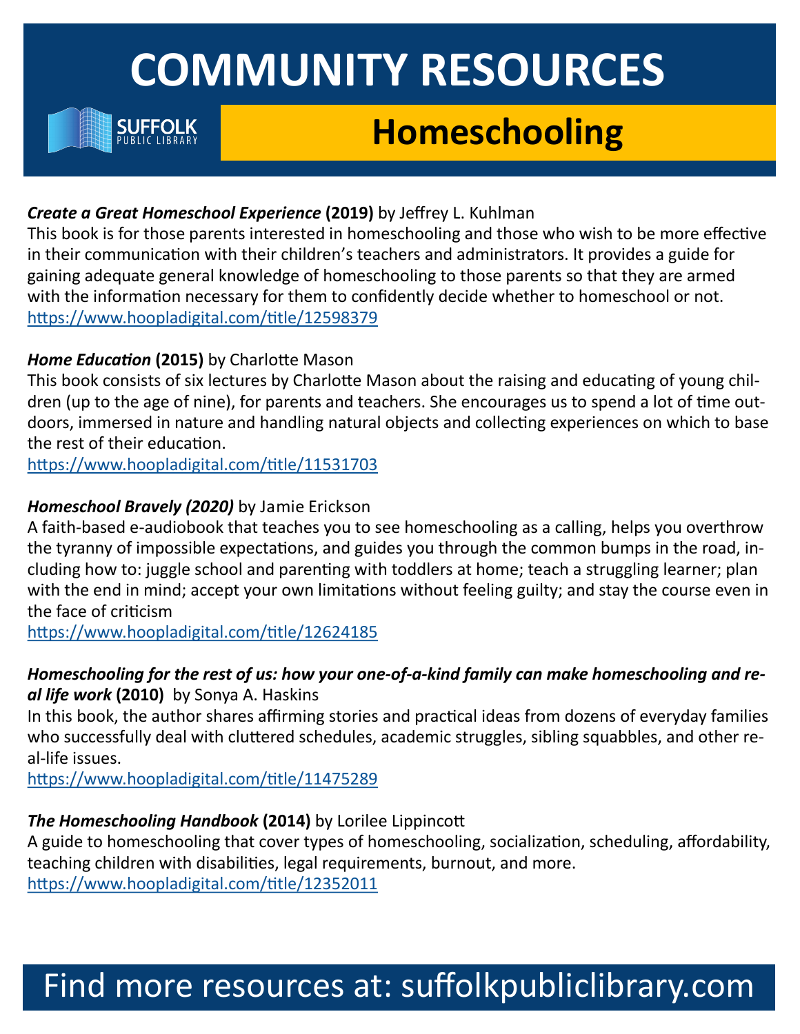# COMMUNITY RESOURCES

SUFFOLK PUBLIC LIBRARY

## Homeschooling

***Create a Great Homeschool Experience*** **(2019)** by Jeffrey L. Kuhlman
This book is for those parents interested in homeschooling and those who wish to be more effective in their communication with their children's teachers and administrators. It provides a guide for gaining adequate general knowledge of homeschooling to those parents so that they are armed with the information necessary for them to confidently decide whether to homeschool or not.
https://www.hoopladigital.com/title/12598379

***Home Education*** **(2015)** by Charlotte Mason
This book consists of six lectures by Charlotte Mason about the raising and educating of young children (up to the age of nine), for parents and teachers. She encourages us to spend a lot of time outdoors, immersed in nature and handling natural objects and collecting experiences on which to base the rest of their education.
https://www.hoopladigital.com/title/11531703

***Homeschool Bravely (2020)*** by Jamie Erickson
A faith-based e-audiobook that teaches you to see homeschooling as a calling, helps you overthrow the tyranny of impossible expectations, and guides you through the common bumps in the road, including how to: juggle school and parenting with toddlers at home; teach a struggling learner; plan with the end in mind; accept your own limitations without feeling guilty; and stay the course even in the face of criticism
https://www.hoopladigital.com/title/12624185

***Homeschooling for the rest of us: how your one-of-a-kind family can make homeschooling and real life work*** **(2010)** by Sonya A. Haskins
In this book, the author shares affirming stories and practical ideas from dozens of everyday families who successfully deal with cluttered schedules, academic struggles, sibling squabbles, and other real-life issues.
https://www.hoopladigital.com/title/11475289

***The Homeschooling Handbook*** **(2014)** by Lorilee Lippincott
A guide to homeschooling that cover types of homeschooling, socialization, scheduling, affordability, teaching children with disabilities, legal requirements, burnout, and more.
https://www.hoopladigital.com/title/12352011

Find more resources at: suffolkpubliclibrary.com